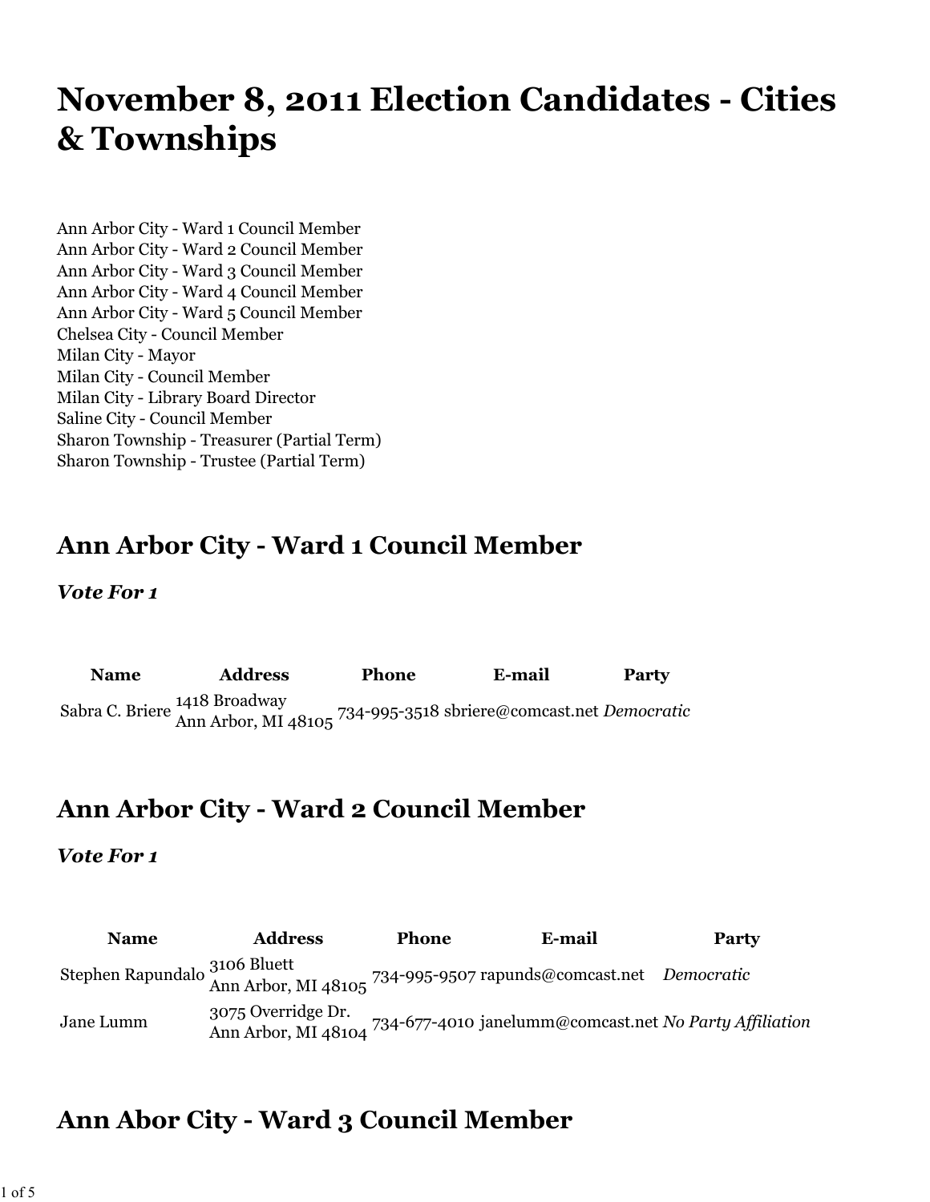# November 8, 2011 Election Candidates - Cities & Townships

Ann Arbor City - Ward 1 Council Member
Ann Arbor City - Ward 2 Council Member
Ann Arbor City - Ward 3 Council Member
Ann Arbor City - Ward 4 Council Member
Ann Arbor City - Ward 5 Council Member
Chelsea City - Council Member
Milan City - Mayor
Milan City - Council Member
Milan City - Library Board Director
Saline City - Council Member
Sharon Township - Treasurer (Partial Term)
Sharon Township - Trustee (Partial Term)

## Ann Arbor City - Ward 1 Council Member

***Vote For 1***

| Name | Address | Phone | E-mail | Party |
| --- | --- | --- | --- | --- |
| Sabra C. Briere | 1418 Broadway<br>Ann Arbor, MI 48105 | 734-995-3518 | sbriere@comcast.net | *Democratic* |

## Ann Arbor City - Ward 2 Council Member

***Vote For 1***

| Name | Address | Phone | E-mail | Party |
| --- | --- | --- | --- | --- |
| Stephen Rapundalo | 3106 Bluett<br>Ann Arbor, MI 48105 | 734-995-9507 | rapunds@comcast.net | *Democratic* |
| Jane Lumm | 3075 Overridge Dr.<br>Ann Arbor, MI 48104 | 734-677-4010 | janelumm@comcast.net | *No Party Affiliation* |

## Ann Abor City - Ward 3 Council Member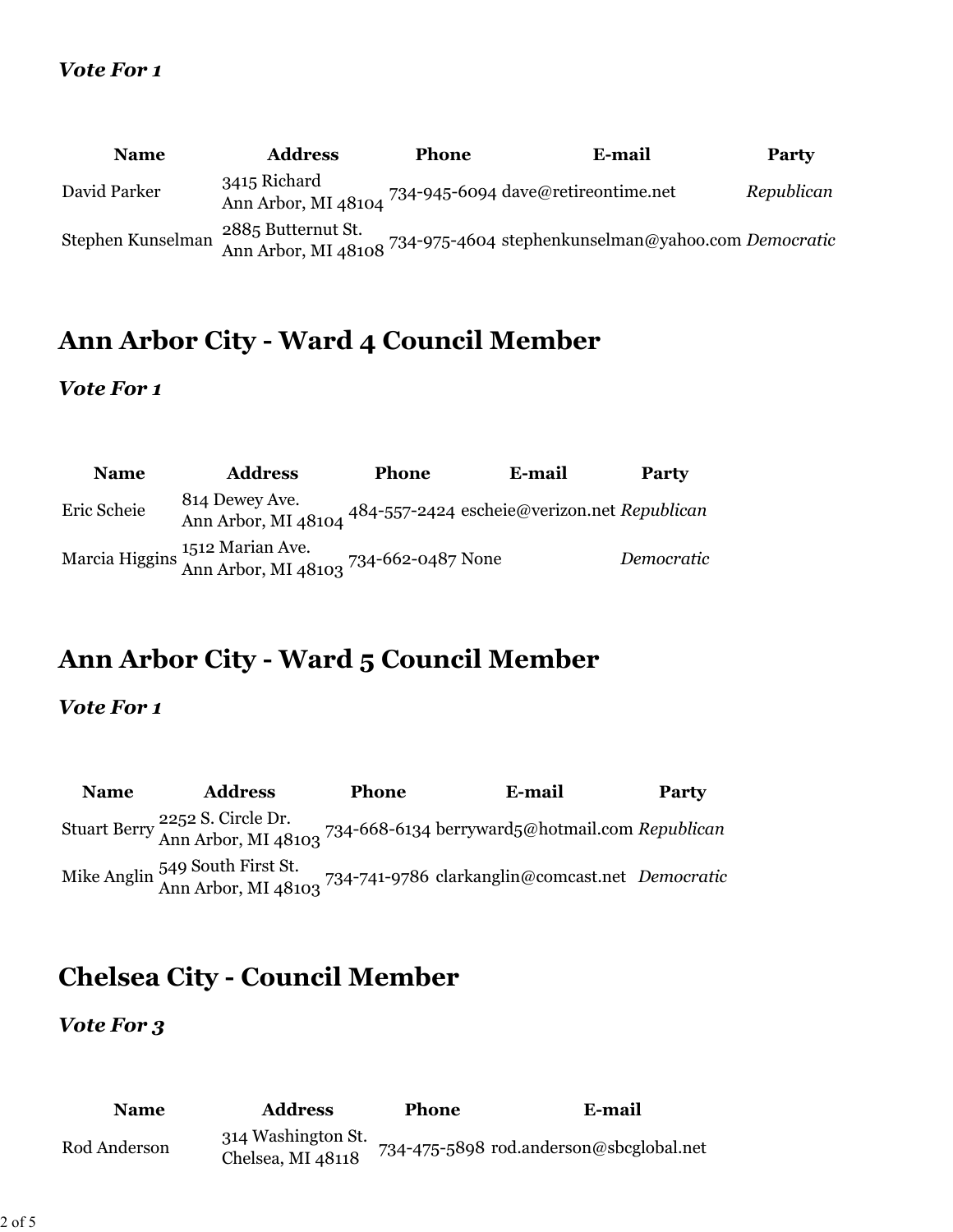***Vote For 1***

| Name | Address | Phone | E-mail | Party |
|---|---|---|---|---|
| David Parker | 3415 Richard<br>Ann Arbor, MI 48104 | 734-945-6094 | dave@retireontime.net | *Republican* |
| Stephen Kunselman | 2885 Butternut St.<br>Ann Arbor, MI 48108 | 734-975-4604 | stephenkunselman@yahoo.com | *Democratic* |

## Ann Arbor City - Ward 4 Council Member

***Vote For 1***

| Name | Address | Phone | E-mail | Party |
|---|---|---|---|---|
| Eric Scheie | 814 Dewey Ave.<br>Ann Arbor, MI 48104 | 484-557-2424 | escheie@verizon.net | *Republican* |
| Marcia Higgins | 1512 Marian Ave.<br>Ann Arbor, MI 48103 | 734-662-0487 | None | *Democratic* |

## Ann Arbor City - Ward 5 Council Member

***Vote For 1***

| Name | Address | Phone | E-mail | Party |
|---|---|---|---|---|
| Stuart Berry | 2252 S. Circle Dr.<br>Ann Arbor, MI 48103 | 734-668-6134 | berryward5@hotmail.com | *Republican* |
| Mike Anglin | 549 South First St.<br>Ann Arbor, MI 48103 | 734-741-9786 | clarkanglin@comcast.net | *Democratic* |

## Chelsea City - Council Member

***Vote For 3***

| Name | Address | Phone | E-mail |
|---|---|---|---|
| Rod Anderson | 314 Washington St.<br>Chelsea, MI 48118 | 734-475-5898 | rod.anderson@sbcglobal.net |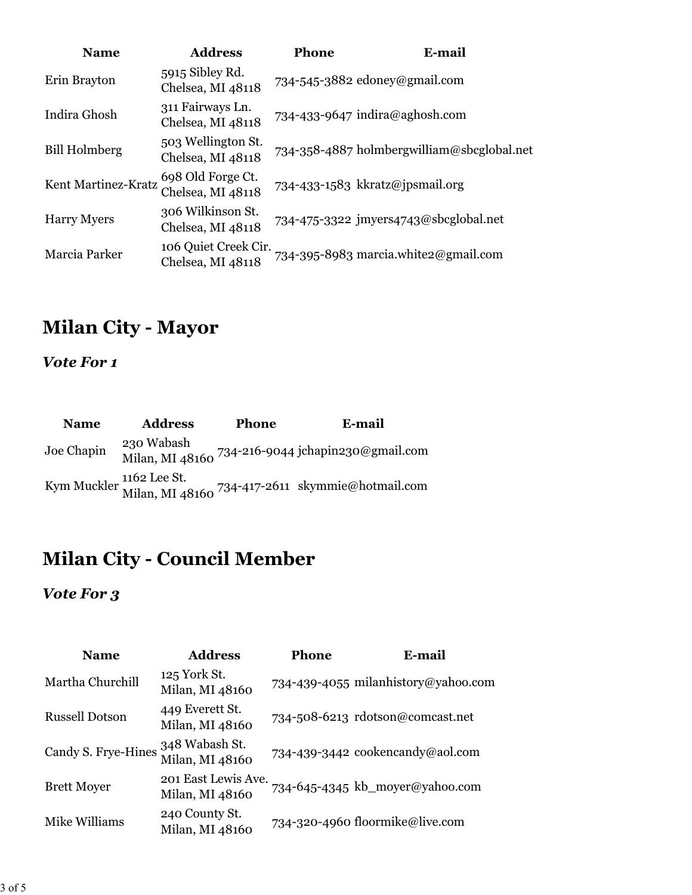| Name | Address | Phone | E-mail |
|---|---|---|---|
| Erin Brayton | 5915 Sibley Rd. Chelsea, MI 48118 | 734-545-3882 | edoney@gmail.com |
| Indira Ghosh | 311 Fairways Ln. Chelsea, MI 48118 | 734-433-9647 | indira@aghosh.com |
| Bill Holmberg | 503 Wellington St. Chelsea, MI 48118 | 734-358-4887 | holmbergwilliam@sbcglobal.net |
| Kent Martinez-Kratz | 698 Old Forge Ct. Chelsea, MI 48118 | 734-433-1583 | kkratz@jpsmail.org |
| Harry Myers | 306 Wilkinson St. Chelsea, MI 48118 | 734-475-3322 | jmyers4743@sbcglobal.net |
| Marcia Parker | 106 Quiet Creek Cir. Chelsea, MI 48118 | 734-395-8983 | marcia.white2@gmail.com |

## Milan City - Mayor

### *Vote For 1*

| Name | Address | Phone | E-mail |
|---|---|---|---|
| Joe Chapin | 230 Wabash Milan, MI 48160 | 734-216-9044 | jchapin230@gmail.com |
| Kym Muckler | 1162 Lee St. Milan, MI 48160 | 734-417-2611 | skymmie@hotmail.com |

## Milan City - Council Member

### *Vote For 3*

| Name | Address | Phone | E-mail |
|---|---|---|---|
| Martha Churchill | 125 York St. Milan, MI 48160 | 734-439-4055 | milanhistory@yahoo.com |
| Russell Dotson | 449 Everett St. Milan, MI 48160 | 734-508-6213 | rdotson@comcast.net |
| Candy S. Frye-Hines | 348 Wabash St. Milan, MI 48160 | 734-439-3442 | cookencandy@aol.com |
| Brett Moyer | 201 East Lewis Ave. Milan, MI 48160 | 734-645-4345 | kb_moyer@yahoo.com |
| Mike Williams | 240 County St. Milan, MI 48160 | 734-320-4960 | floormike@live.com |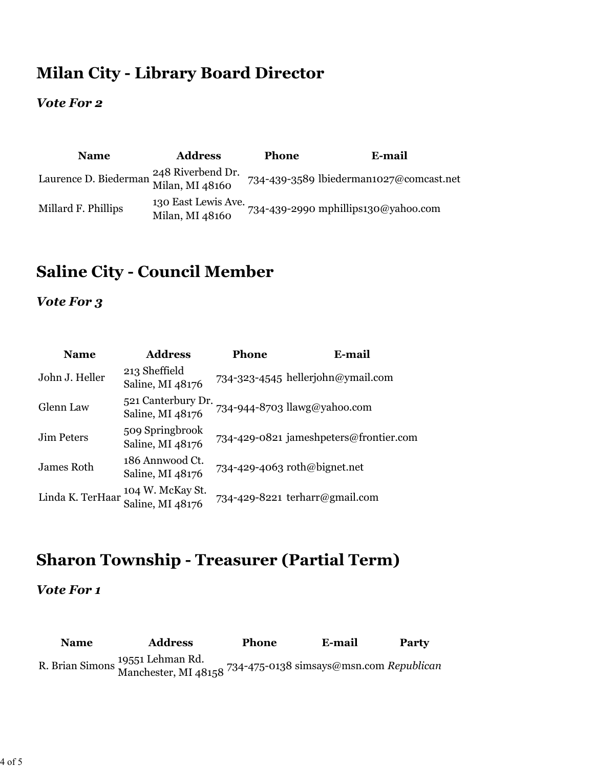## Milan City - Library Board Director

***Vote For 2***

| Name | Address | Phone | E-mail |
|---|---|---|---|
| Laurence D. Biederman | 248 Riverbend Dr. Milan, MI 48160 | 734-439-3589 | lbiederman1027@comcast.net |
| Millard F. Phillips | 130 East Lewis Ave. Milan, MI 48160 | 734-439-2990 | mphillips130@yahoo.com |

## Saline City - Council Member

***Vote For 3***

| Name | Address | Phone | E-mail |
|---|---|---|---|
| John J. Heller | 213 Sheffield Saline, MI 48176 | 734-323-4545 | hellerjohn@ymail.com |
| Glenn Law | 521 Canterbury Dr. Saline, MI 48176 | 734-944-8703 | llawg@yahoo.com |
| Jim Peters | 509 Springbrook Saline, MI 48176 | 734-429-0821 | jameshpeters@frontier.com |
| James Roth | 186 Annwood Ct. Saline, MI 48176 | 734-429-4063 | roth@bignet.net |
| Linda K. TerHaar | 104 W. McKay St. Saline, MI 48176 | 734-429-8221 | terharr@gmail.com |

## Sharon Township - Treasurer (Partial Term)

***Vote For 1***

| Name | Address | Phone | E-mail | Party |
|---|---|---|---|---|
| R. Brian Simons | 19551 Lehman Rd. Manchester, MI 48158 | 734-475-0138 | simsays@msn.com | *Republican* |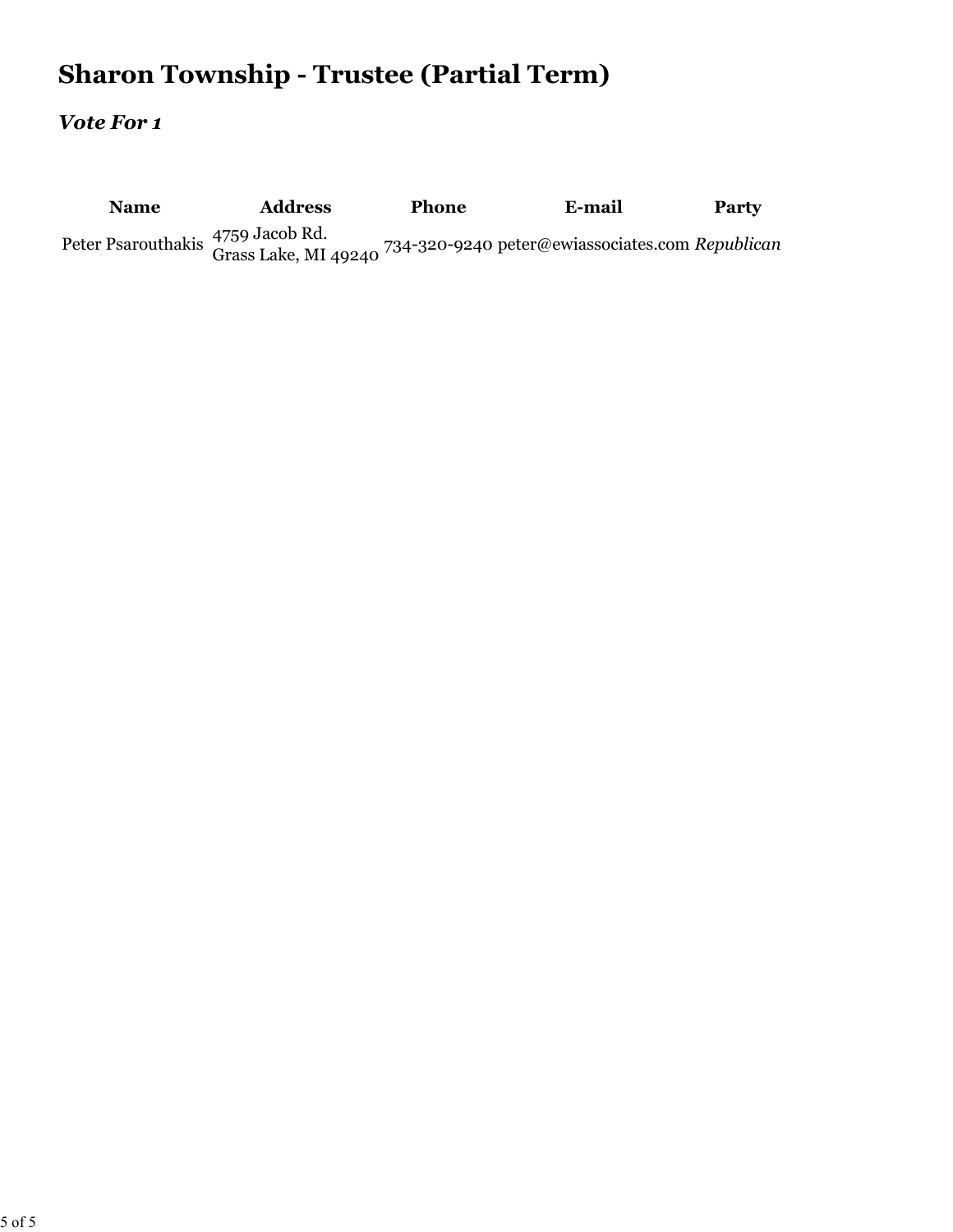# Sharon Township - Trustee (Partial Term)

***Vote For 1***

| Name | Address | Phone | E-mail | Party |
|---|---|---|---|---|
| Peter Psarouthakis | 4759 Jacob Rd.<br>Grass Lake, MI 49240 | 734-320-9240 | peter@ewiassociates.com | *Republican* |